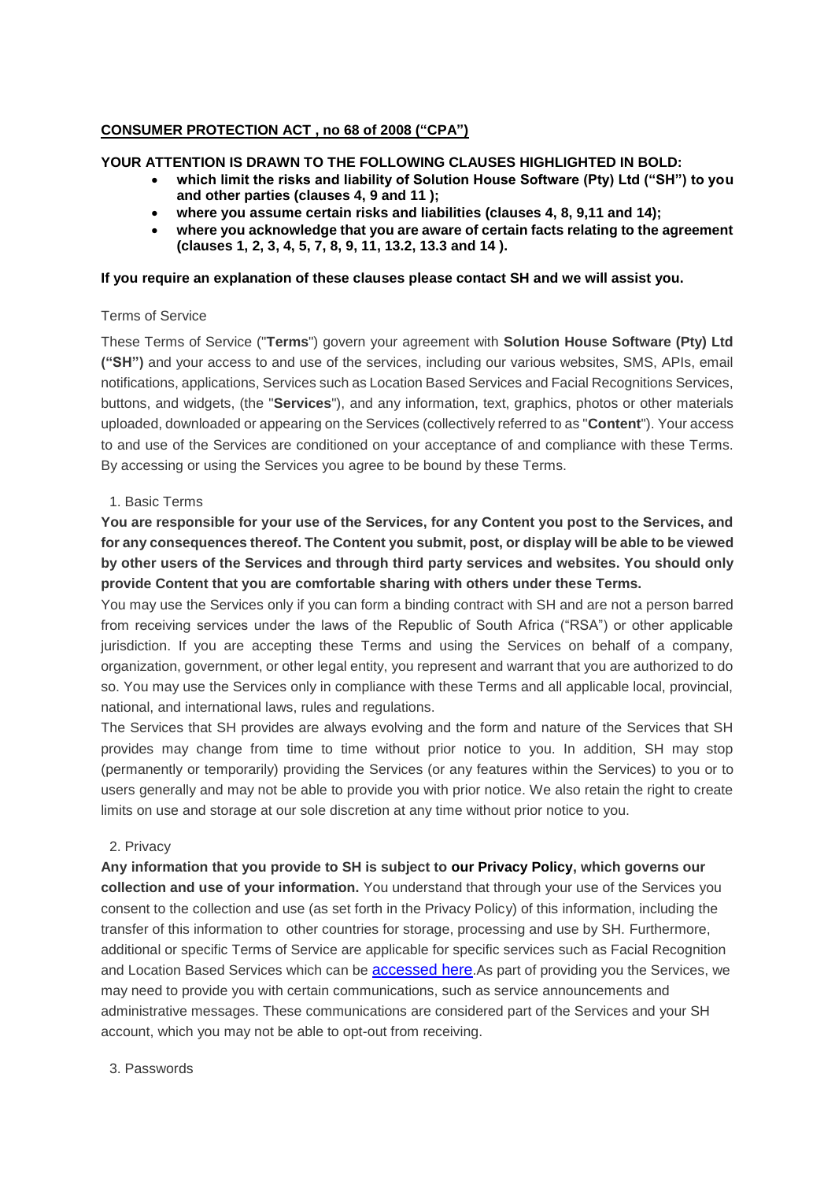**CONSUMER PROTECTION ACT , no 68 of 2008 ("CPA")**

**YOUR ATTENTION IS DRAWN TO THE FOLLOWING CLAUSES HIGHLIGHTED IN BOLD:**

- **which limit the risks and liability of Solution House Software (Pty) Ltd ("SH") to you and other parties (clauses 4, 9 and 11 );**
- **where you assume certain risks and liabilities (clauses 4, 8, 9,11 and 14);**
- **where you acknowledge that you are aware of certain facts relating to the agreement (clauses 1, 2, 3, 4, 5, 7, 8, 9, 11, 13.2, 13.3 and 14 ).**

**If you require an explanation of these clauses please contact SH and we will assist you.**

Terms of Service

These Terms of Service ("**Terms**") govern your agreement with **Solution House Software (Pty) Ltd ("SH")** and your access to and use of the services, including our various websites, SMS, APIs, email notifications, applications, Services such as Location Based Services and Facial Recognitions Services, buttons, and widgets, (the "**Services**"), and any information, text, graphics, photos or other materials uploaded, downloaded or appearing on the Services (collectively referred to as "**Content**"). Your access to and use of the Services are conditioned on your acceptance of and compliance with these Terms. By accessing or using the Services you agree to be bound by these Terms.

1. Basic Terms

**You are responsible for your use of the Services, for any Content you post to the Services, and for any consequences thereof. The Content you submit, post, or display will be able to be viewed by other users of the Services and through third party services and websites. You should only provide Content that you are comfortable sharing with others under these Terms.**

You may use the Services only if you can form a binding contract with SH and are not a person barred from receiving services under the laws of the Republic of South Africa ("RSA") or other applicable jurisdiction. If you are accepting these Terms and using the Services on behalf of a company, organization, government, or other legal entity, you represent and warrant that you are authorized to do so. You may use the Services only in compliance with these Terms and all applicable local, provincial, national, and international laws, rules and regulations.

The Services that SH provides are always evolving and the form and nature of the Services that SH provides may change from time to time without prior notice to you. In addition, SH may stop (permanently or temporarily) providing the Services (or any features within the Services) to you or to users generally and may not be able to provide you with prior notice. We also retain the right to create limits on use and storage at our sole discretion at any time without prior notice to you.

2. Privacy

**Any information that you provide to SH is subject to our Privacy Policy, which governs our collection and use of your information.** You understand that through your use of the Services you consent to the collection and use (as set forth in the Privacy Policy) of this information, including the transfer of this information to other countries for storage, processing and use by SH. Furthermore, additional or specific Terms of Service are applicable for specific services such as Facial Recognition and Location Based Services which can be accessed here.As part of providing you the Services, we may need to provide you with certain communications, such as service announcements and administrative messages. These communications are considered part of the Services and your SH account, which you may not be able to opt-out from receiving.

3. Passwords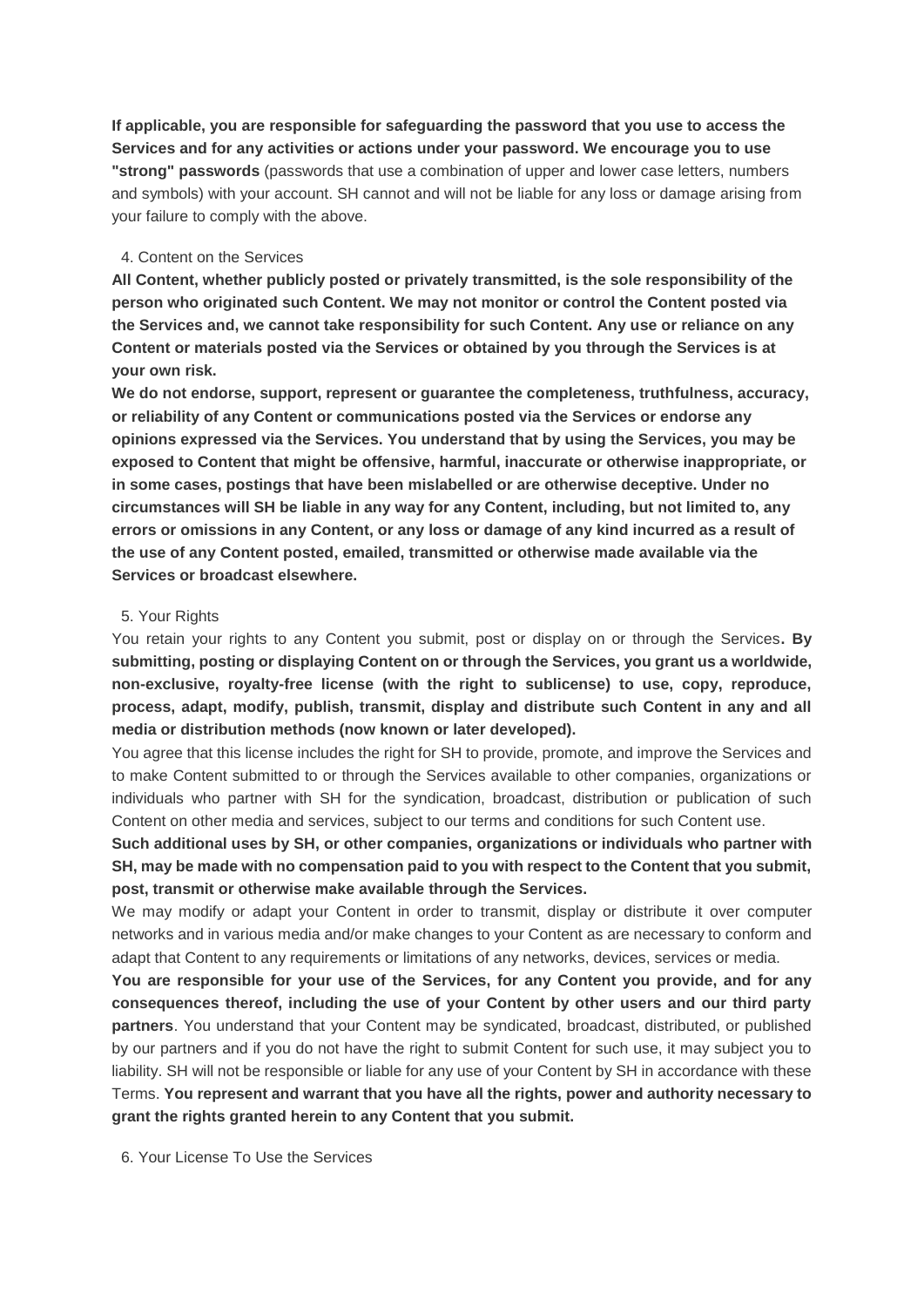**If applicable, you are responsible for safeguarding the password that you use to access the Services and for any activities or actions under your password. We encourage you to use "strong" passwords** (passwords that use a combination of upper and lower case letters, numbers and symbols) with your account. SH cannot and will not be liable for any loss or damage arising from your failure to comply with the above.

4. Content on the Services

**All Content, whether publicly posted or privately transmitted, is the sole responsibility of the person who originated such Content. We may not monitor or control the Content posted via the Services and, we cannot take responsibility for such Content. Any use or reliance on any Content or materials posted via the Services or obtained by you through the Services is at your own risk.**

**We do not endorse, support, represent or guarantee the completeness, truthfulness, accuracy, or reliability of any Content or communications posted via the Services or endorse any opinions expressed via the Services. You understand that by using the Services, you may be exposed to Content that might be offensive, harmful, inaccurate or otherwise inappropriate, or in some cases, postings that have been mislabelled or are otherwise deceptive. Under no circumstances will SH be liable in any way for any Content, including, but not limited to, any errors or omissions in any Content, or any loss or damage of any kind incurred as a result of the use of any Content posted, emailed, transmitted or otherwise made available via the Services or broadcast elsewhere.**

5. Your Rights

You retain your rights to any Content you submit, post or display on or through the Services**. By submitting, posting or displaying Content on or through the Services, you grant us a worldwide, non-exclusive, royalty-free license (with the right to sublicense) to use, copy, reproduce, process, adapt, modify, publish, transmit, display and distribute such Content in any and all media or distribution methods (now known or later developed).**

You agree that this license includes the right for SH to provide, promote, and improve the Services and to make Content submitted to or through the Services available to other companies, organizations or individuals who partner with SH for the syndication, broadcast, distribution or publication of such Content on other media and services, subject to our terms and conditions for such Content use.

**Such additional uses by SH, or other companies, organizations or individuals who partner with SH, may be made with no compensation paid to you with respect to the Content that you submit, post, transmit or otherwise make available through the Services.**

We may modify or adapt your Content in order to transmit, display or distribute it over computer networks and in various media and/or make changes to your Content as are necessary to conform and adapt that Content to any requirements or limitations of any networks, devices, services or media.

**You are responsible for your use of the Services, for any Content you provide, and for any consequences thereof, including the use of your Content by other users and our third party partners**. You understand that your Content may be syndicated, broadcast, distributed, or published by our partners and if you do not have the right to submit Content for such use, it may subject you to liability. SH will not be responsible or liable for any use of your Content by SH in accordance with these Terms. **You represent and warrant that you have all the rights, power and authority necessary to grant the rights granted herein to any Content that you submit.**

6. Your License To Use the Services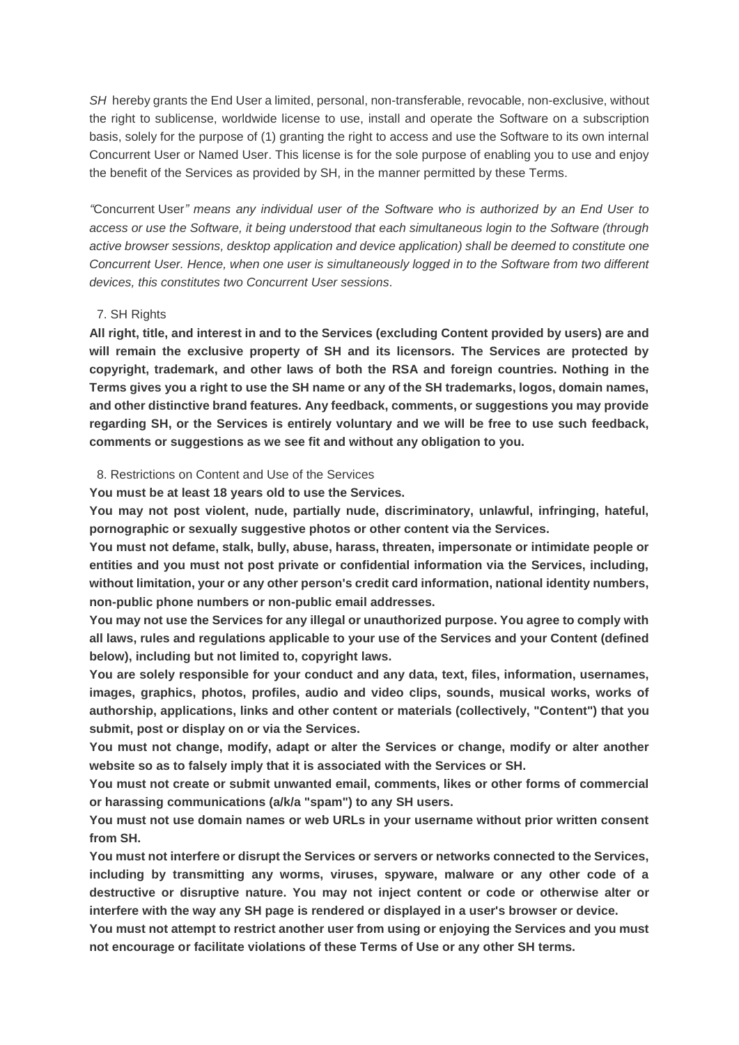*SH* hereby grants the End User a limited, personal, non-transferable, revocable, non-exclusive, without the right to sublicense, worldwide license to use, install and operate the Software on a subscription basis, solely for the purpose of (1) granting the right to access and use the Software to its own internal Concurrent User or Named User. This license is for the sole purpose of enabling you to use and enjoy the benefit of the Services as provided by SH, in the manner permitted by these Terms.

*"*Concurrent User*" means any individual user of the Software who is authorized by an End User to access or use the Software, it being understood that each simultaneous login to the Software (through active browser sessions, desktop application and device application) shall be deemed to constitute one Concurrent User. Hence, when one user is simultaneously logged in to the Software from two different devices, this constitutes two Concurrent User sessions*.

7. SH Rights

**All right, title, and interest in and to the Services (excluding Content provided by users) are and will remain the exclusive property of SH and its licensors. The Services are protected by copyright, trademark, and other laws of both the RSA and foreign countries. Nothing in the Terms gives you a right to use the SH name or any of the SH trademarks, logos, domain names, and other distinctive brand features. Any feedback, comments, or suggestions you may provide regarding SH, or the Services is entirely voluntary and we will be free to use such feedback, comments or suggestions as we see fit and without any obligation to you.**

8. Restrictions on Content and Use of the Services

**You must be at least 18 years old to use the Services.**

**You may not post violent, nude, partially nude, discriminatory, unlawful, infringing, hateful, pornographic or sexually suggestive photos or other content via the Services.**

**You must not defame, stalk, bully, abuse, harass, threaten, impersonate or intimidate people or entities and you must not post private or confidential information via the Services, including, without limitation, your or any other person's credit card information, national identity numbers, non-public phone numbers or non-public email addresses.**

**You may not use the Services for any illegal or unauthorized purpose. You agree to comply with all laws, rules and regulations applicable to your use of the Services and your Content (defined below), including but not limited to, copyright laws.**

**You are solely responsible for your conduct and any data, text, files, information, usernames, images, graphics, photos, profiles, audio and video clips, sounds, musical works, works of authorship, applications, links and other content or materials (collectively, "Content") that you submit, post or display on or via the Services.**

**You must not change, modify, adapt or alter the Services or change, modify or alter another website so as to falsely imply that it is associated with the Services or SH.**

**You must not create or submit unwanted email, comments, likes or other forms of commercial or harassing communications (a/k/a "spam") to any SH users.**

**You must not use domain names or web URLs in your username without prior written consent from SH.**

**You must not interfere or disrupt the Services or servers or networks connected to the Services, including by transmitting any worms, viruses, spyware, malware or any other code of a destructive or disruptive nature. You may not inject content or code or otherwise alter or interfere with the way any SH page is rendered or displayed in a user's browser or device.**

**You must not attempt to restrict another user from using or enjoying the Services and you must not encourage or facilitate violations of these Terms of Use or any other SH terms.**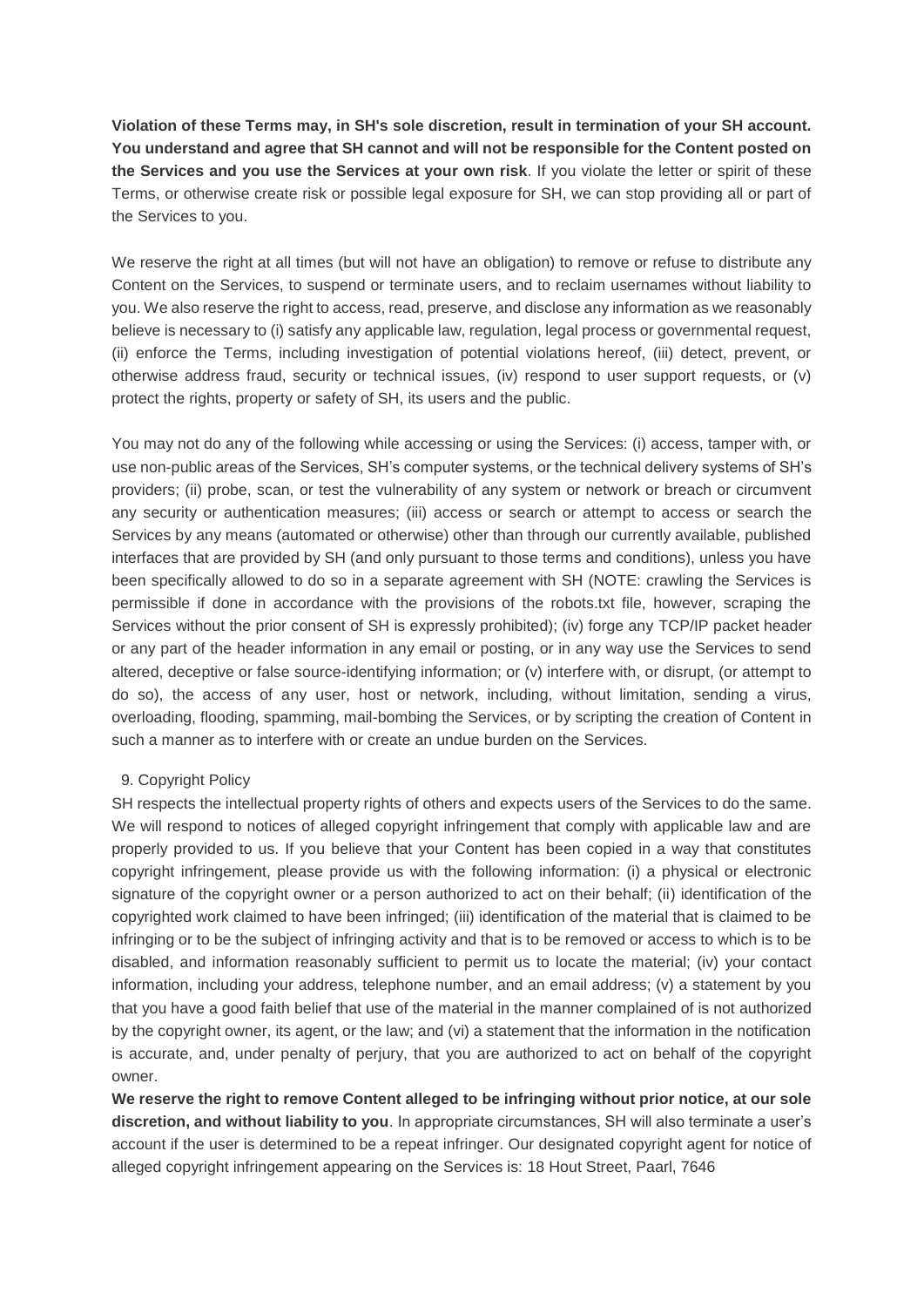**Violation of these Terms may, in SH's sole discretion, result in termination of your SH account. You understand and agree that SH cannot and will not be responsible for the Content posted on the Services and you use the Services at your own risk**. If you violate the letter or spirit of these Terms, or otherwise create risk or possible legal exposure for SH, we can stop providing all or part of the Services to you.

We reserve the right at all times (but will not have an obligation) to remove or refuse to distribute any Content on the Services, to suspend or terminate users, and to reclaim usernames without liability to you. We also reserve the right to access, read, preserve, and disclose any information as we reasonably believe is necessary to (i) satisfy any applicable law, regulation, legal process or governmental request, (ii) enforce the Terms, including investigation of potential violations hereof, (iii) detect, prevent, or otherwise address fraud, security or technical issues, (iv) respond to user support requests, or (v) protect the rights, property or safety of SH, its users and the public.

You may not do any of the following while accessing or using the Services: (i) access, tamper with, or use non-public areas of the Services, SH's computer systems, or the technical delivery systems of SH's providers; (ii) probe, scan, or test the vulnerability of any system or network or breach or circumvent any security or authentication measures; (iii) access or search or attempt to access or search the Services by any means (automated or otherwise) other than through our currently available, published interfaces that are provided by SH (and only pursuant to those terms and conditions), unless you have been specifically allowed to do so in a separate agreement with SH (NOTE: crawling the Services is permissible if done in accordance with the provisions of the robots.txt file, however, scraping the Services without the prior consent of SH is expressly prohibited); (iv) forge any TCP/IP packet header or any part of the header information in any email or posting, or in any way use the Services to send altered, deceptive or false source-identifying information; or (v) interfere with, or disrupt, (or attempt to do so), the access of any user, host or network, including, without limitation, sending a virus, overloading, flooding, spamming, mail-bombing the Services, or by scripting the creation of Content in such a manner as to interfere with or create an undue burden on the Services.

9. Copyright Policy

SH respects the intellectual property rights of others and expects users of the Services to do the same. We will respond to notices of alleged copyright infringement that comply with applicable law and are properly provided to us. If you believe that your Content has been copied in a way that constitutes copyright infringement, please provide us with the following information: (i) a physical or electronic signature of the copyright owner or a person authorized to act on their behalf; (ii) identification of the copyrighted work claimed to have been infringed; (iii) identification of the material that is claimed to be infringing or to be the subject of infringing activity and that is to be removed or access to which is to be disabled, and information reasonably sufficient to permit us to locate the material; (iv) your contact information, including your address, telephone number, and an email address; (v) a statement by you that you have a good faith belief that use of the material in the manner complained of is not authorized by the copyright owner, its agent, or the law; and (vi) a statement that the information in the notification is accurate, and, under penalty of perjury, that you are authorized to act on behalf of the copyright owner.

**We reserve the right to remove Content alleged to be infringing without prior notice, at our sole discretion, and without liability to you**. In appropriate circumstances, SH will also terminate a user's account if the user is determined to be a repeat infringer. Our designated copyright agent for notice of alleged copyright infringement appearing on the Services is: 18 Hout Street, Paarl, 7646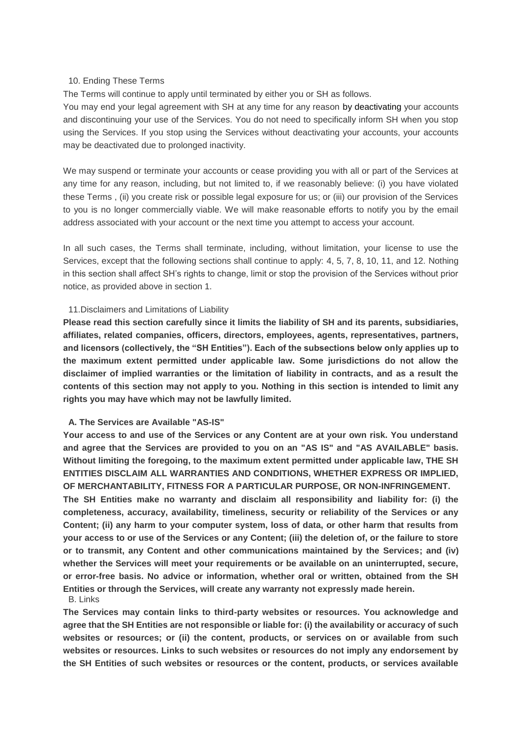## 10. Ending These Terms

The Terms will continue to apply until terminated by either you or SH as follows.

You may end your legal agreement with SH at any time for any reason by deactivating your accounts and discontinuing your use of the Services. You do not need to specifically inform SH when you stop using the Services. If you stop using the Services without deactivating your accounts, your accounts may be deactivated due to prolonged inactivity.

We may suspend or terminate your accounts or cease providing you with all or part of the Services at any time for any reason, including, but not limited to, if we reasonably believe: (i) you have violated these Terms , (ii) you create risk or possible legal exposure for us; or (iii) our provision of the Services to you is no longer commercially viable. We will make reasonable efforts to notify you by the email address associated with your account or the next time you attempt to access your account.

In all such cases, the Terms shall terminate, including, without limitation, your license to use the Services, except that the following sections shall continue to apply: 4, 5, 7, 8, 10, 11, and 12. Nothing in this section shall affect SH's rights to change, limit or stop the provision of the Services without prior notice, as provided above in section 1.

## 11.Disclaimers and Limitations of Liability

**Please read this section carefully since it limits the liability of SH and its parents, subsidiaries, affiliates, related companies, officers, directors, employees, agents, representatives, partners, and licensors (collectively, the "SH Entities"). Each of the subsections below only applies up to the maximum extent permitted under applicable law. Some jurisdictions do not allow the disclaimer of implied warranties or the limitation of liability in contracts, and as a result the contents of this section may not apply to you. Nothing in this section is intended to limit any rights you may have which may not be lawfully limited.**

### A. The Services are Available "AS-IS"

**Your access to and use of the Services or any Content are at your own risk. You understand and agree that the Services are provided to you on an "AS IS" and "AS AVAILABLE" basis. Without limiting the foregoing, to the maximum extent permitted under applicable law, THE SH ENTITIES DISCLAIM ALL WARRANTIES AND CONDITIONS, WHETHER EXPRESS OR IMPLIED, OF MERCHANTABILITY, FITNESS FOR A PARTICULAR PURPOSE, OR NON-INFRINGEMENT.**

**The SH Entities make no warranty and disclaim all responsibility and liability for: (i) the completeness, accuracy, availability, timeliness, security or reliability of the Services or any Content; (ii) any harm to your computer system, loss of data, or other harm that results from your access to or use of the Services or any Content; (iii) the deletion of, or the failure to store or to transmit, any Content and other communications maintained by the Services; and (iv) whether the Services will meet your requirements or be available on an uninterrupted, secure, or error-free basis. No advice or information, whether oral or written, obtained from the SH Entities or through the Services, will create any warranty not expressly made herein.**

### B. Links

**The Services may contain links to third-party websites or resources. You acknowledge and agree that the SH Entities are not responsible or liable for: (i) the availability or accuracy of such websites or resources; or (ii) the content, products, or services on or available from such websites or resources. Links to such websites or resources do not imply any endorsement by the SH Entities of such websites or resources or the content, products, or services available**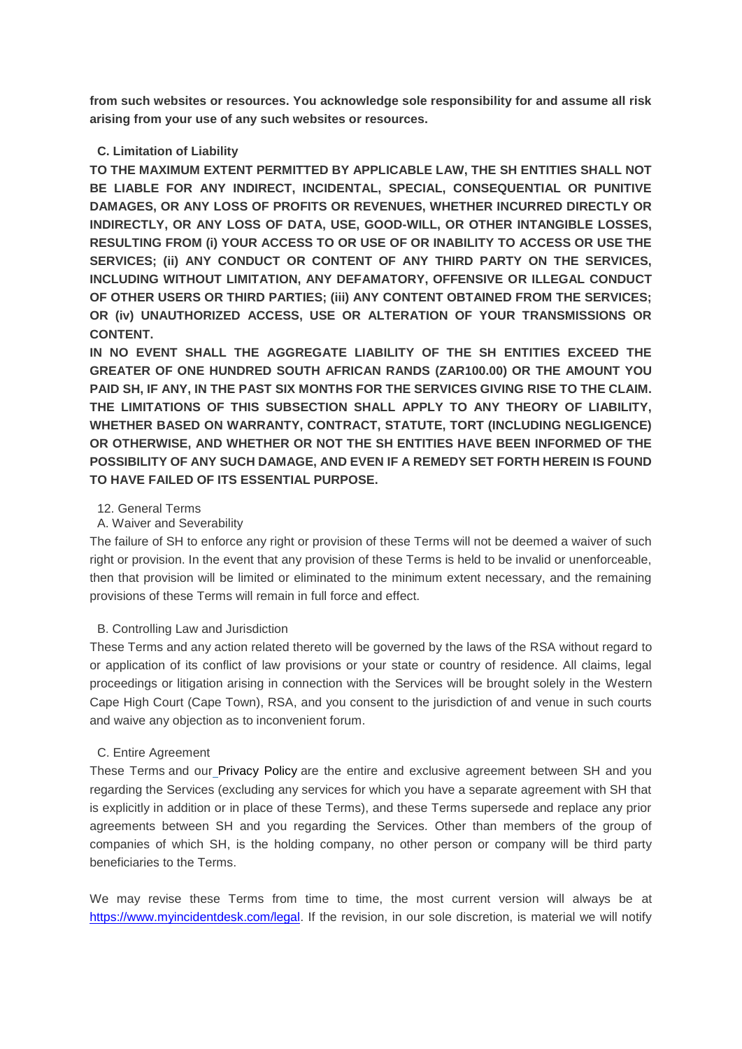**from such websites or resources. You acknowledge sole responsibility for and assume all risk arising from your use of any such websites or resources.**

**C. Limitation of Liability**

**TO THE MAXIMUM EXTENT PERMITTED BY APPLICABLE LAW, THE SH ENTITIES SHALL NOT BE LIABLE FOR ANY INDIRECT, INCIDENTAL, SPECIAL, CONSEQUENTIAL OR PUNITIVE DAMAGES, OR ANY LOSS OF PROFITS OR REVENUES, WHETHER INCURRED DIRECTLY OR INDIRECTLY, OR ANY LOSS OF DATA, USE, GOOD-WILL, OR OTHER INTANGIBLE LOSSES, RESULTING FROM (i) YOUR ACCESS TO OR USE OF OR INABILITY TO ACCESS OR USE THE SERVICES; (ii) ANY CONDUCT OR CONTENT OF ANY THIRD PARTY ON THE SERVICES, INCLUDING WITHOUT LIMITATION, ANY DEFAMATORY, OFFENSIVE OR ILLEGAL CONDUCT OF OTHER USERS OR THIRD PARTIES; (iii) ANY CONTENT OBTAINED FROM THE SERVICES; OR (iv) UNAUTHORIZED ACCESS, USE OR ALTERATION OF YOUR TRANSMISSIONS OR CONTENT.**

**IN NO EVENT SHALL THE AGGREGATE LIABILITY OF THE SH ENTITIES EXCEED THE GREATER OF ONE HUNDRED SOUTH AFRICAN RANDS (ZAR100.00) OR THE AMOUNT YOU PAID SH, IF ANY, IN THE PAST SIX MONTHS FOR THE SERVICES GIVING RISE TO THE CLAIM. THE LIMITATIONS OF THIS SUBSECTION SHALL APPLY TO ANY THEORY OF LIABILITY, WHETHER BASED ON WARRANTY, CONTRACT, STATUTE, TORT (INCLUDING NEGLIGENCE) OR OTHERWISE, AND WHETHER OR NOT THE SH ENTITIES HAVE BEEN INFORMED OF THE POSSIBILITY OF ANY SUCH DAMAGE, AND EVEN IF A REMEDY SET FORTH HEREIN IS FOUND TO HAVE FAILED OF ITS ESSENTIAL PURPOSE.**

12. General Terms

A. Waiver and Severability

The failure of SH to enforce any right or provision of these Terms will not be deemed a waiver of such right or provision. In the event that any provision of these Terms is held to be invalid or unenforceable, then that provision will be limited or eliminated to the minimum extent necessary, and the remaining provisions of these Terms will remain in full force and effect.

B. Controlling Law and Jurisdiction

These Terms and any action related thereto will be governed by the laws of the RSA without regard to or application of its conflict of law provisions or your state or country of residence. All claims, legal proceedings or litigation arising in connection with the Services will be brought solely in the Western Cape High Court (Cape Town), RSA, and you consent to the jurisdiction of and venue in such courts and waive any objection as to inconvenient forum.

C. Entire Agreement

These Terms and our Privacy Policy are the entire and exclusive agreement between SH and you regarding the Services (excluding any services for which you have a separate agreement with SH that is explicitly in addition or in place of these Terms), and these Terms supersede and replace any prior agreements between SH and you regarding the Services. Other than members of the group of companies of which SH, is the holding company, no other person or company will be third party beneficiaries to the Terms.

We may revise these Terms from time to time, the most current version will always be at https://www.myincidentdesk.com/legal. If the revision, in our sole discretion, is material we will notify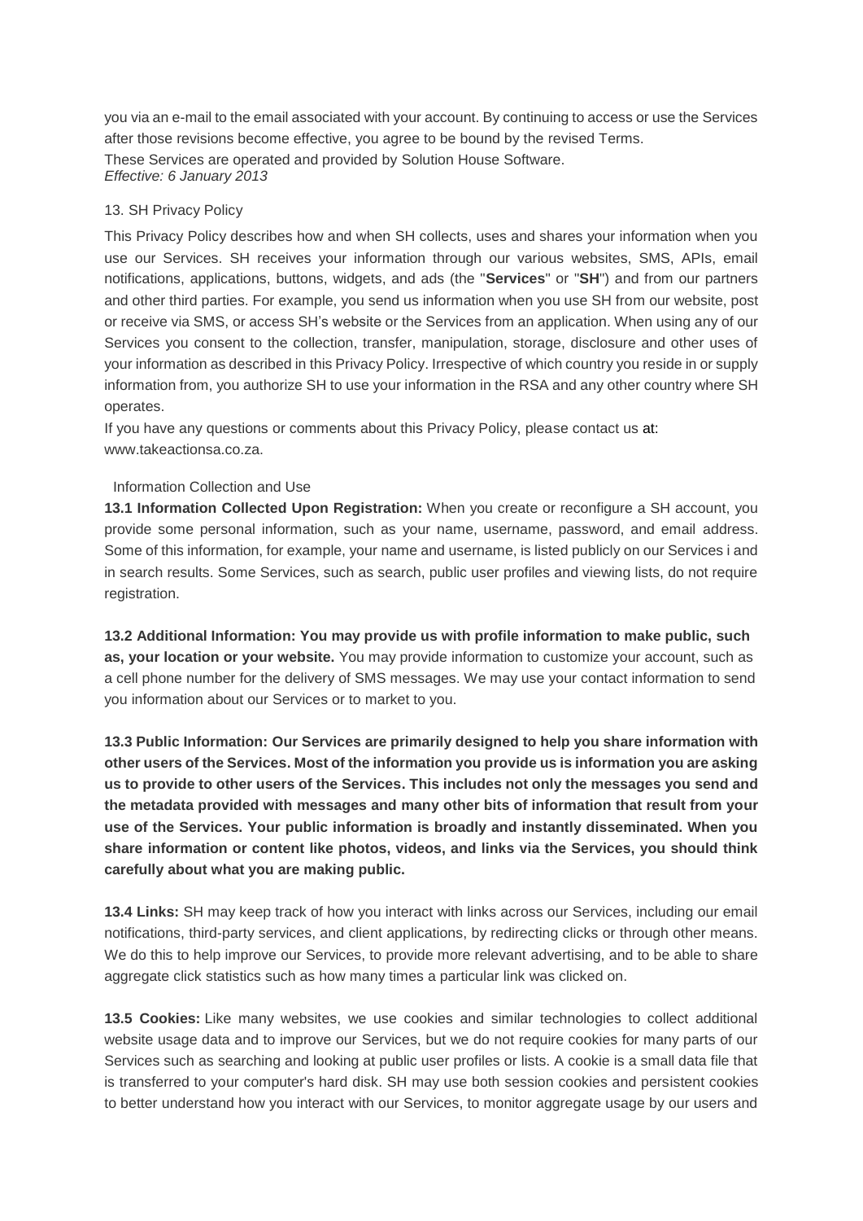you via an e-mail to the email associated with your account. By continuing to access or use the Services after those revisions become effective, you agree to be bound by the revised Terms.

These Services are operated and provided by Solution House Software.

*Effective: 6 January 2013*

13. SH Privacy Policy

This Privacy Policy describes how and when SH collects, uses and shares your information when you use our Services. SH receives your information through our various websites, SMS, APIs, email notifications, applications, buttons, widgets, and ads (the "**Services**" or "**SH**") and from our partners and other third parties. For example, you send us information when you use SH from our website, post or receive via SMS, or access SH's website or the Services from an application. When using any of our Services you consent to the collection, transfer, manipulation, storage, disclosure and other uses of your information as described in this Privacy Policy. Irrespective of which country you reside in or supply information from, you authorize SH to use your information in the RSA and any other country where SH operates.

If you have any questions or comments about this Privacy Policy, please contact us at: www.takeactionsa.co.za.

Information Collection and Use

**13.1 Information Collected Upon Registration:** When you create or reconfigure a SH account, you provide some personal information, such as your name, username, password, and email address. Some of this information, for example, your name and username, is listed publicly on our Services i and in search results. Some Services, such as search, public user profiles and viewing lists, do not require registration.

**13.2 Additional Information: You may provide us with profile information to make public, such as, your location or your website.** You may provide information to customize your account, such as a cell phone number for the delivery of SMS messages. We may use your contact information to send you information about our Services or to market to you.

**13.3 Public Information: Our Services are primarily designed to help you share information with other users of the Services. Most of the information you provide us is information you are asking us to provide to other users of the Services. This includes not only the messages you send and the metadata provided with messages and many other bits of information that result from your use of the Services. Your public information is broadly and instantly disseminated. When you share information or content like photos, videos, and links via the Services, you should think carefully about what you are making public.**

**13.4 Links:** SH may keep track of how you interact with links across our Services, including our email notifications, third-party services, and client applications, by redirecting clicks or through other means. We do this to help improve our Services, to provide more relevant advertising, and to be able to share aggregate click statistics such as how many times a particular link was clicked on.

**13.5 Cookies:** Like many websites, we use cookies and similar technologies to collect additional website usage data and to improve our Services, but we do not require cookies for many parts of our Services such as searching and looking at public user profiles or lists. A cookie is a small data file that is transferred to your computer's hard disk. SH may use both session cookies and persistent cookies to better understand how you interact with our Services, to monitor aggregate usage by our users and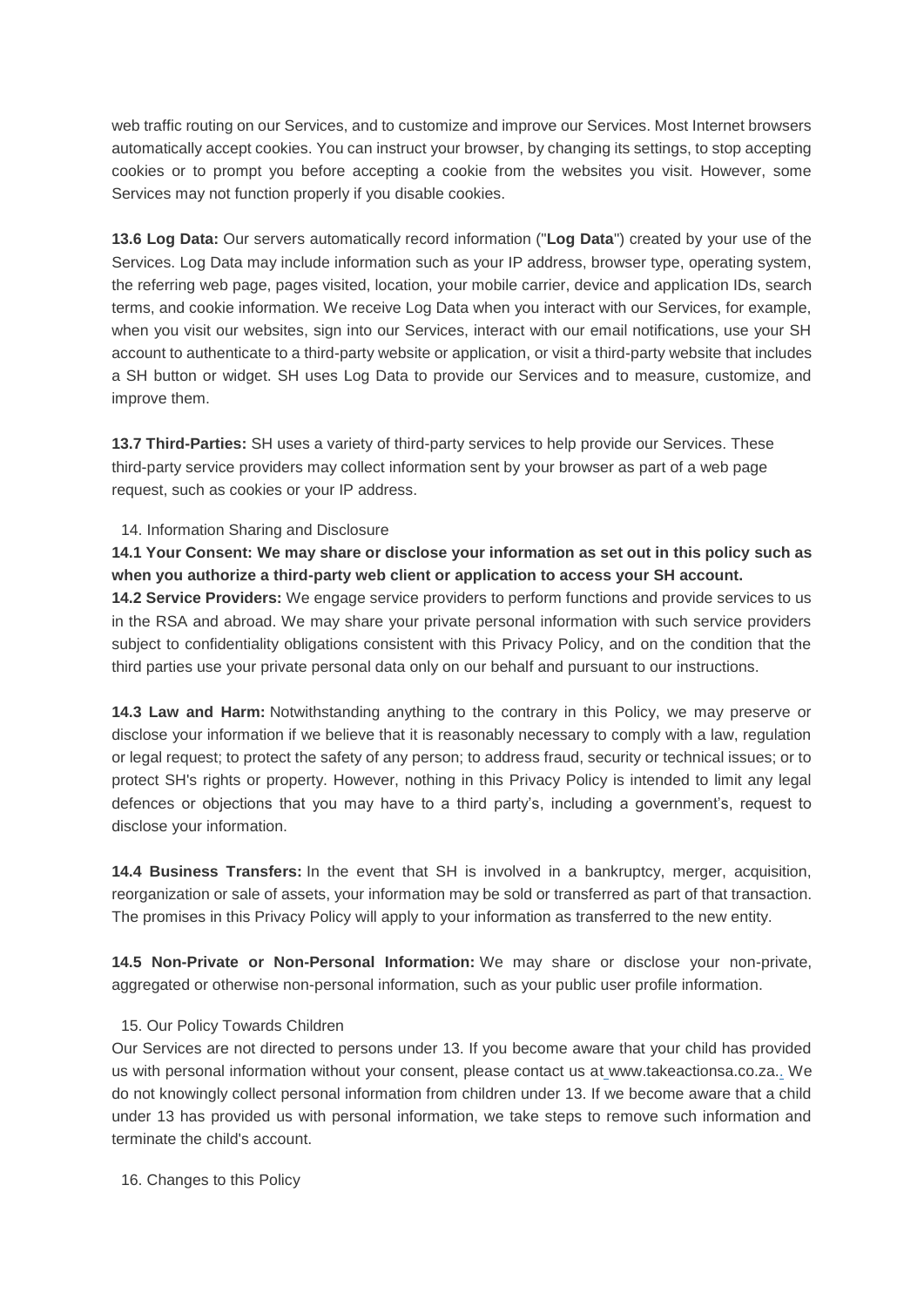web traffic routing on our Services, and to customize and improve our Services. Most Internet browsers automatically accept cookies. You can instruct your browser, by changing its settings, to stop accepting cookies or to prompt you before accepting a cookie from the websites you visit. However, some Services may not function properly if you disable cookies.

**13.6 Log Data:** Our servers automatically record information ("**Log Data**") created by your use of the Services. Log Data may include information such as your IP address, browser type, operating system, the referring web page, pages visited, location, your mobile carrier, device and application IDs, search terms, and cookie information. We receive Log Data when you interact with our Services, for example, when you visit our websites, sign into our Services, interact with our email notifications, use your SH account to authenticate to a third-party website or application, or visit a third-party website that includes a SH button or widget. SH uses Log Data to provide our Services and to measure, customize, and improve them.

**13.7 Third-Parties:** SH uses a variety of third-party services to help provide our Services. These third-party service providers may collect information sent by your browser as part of a web page request, such as cookies or your IP address.

## 14. Information Sharing and Disclosure

**14.1 Your Consent: We may share or disclose your information as set out in this policy such as when you authorize a third-party web client or application to access your SH account.**

**14.2 Service Providers:** We engage service providers to perform functions and provide services to us in the RSA and abroad. We may share your private personal information with such service providers subject to confidentiality obligations consistent with this Privacy Policy, and on the condition that the third parties use your private personal data only on our behalf and pursuant to our instructions.

**14.3 Law and Harm:** Notwithstanding anything to the contrary in this Policy, we may preserve or disclose your information if we believe that it is reasonably necessary to comply with a law, regulation or legal request; to protect the safety of any person; to address fraud, security or technical issues; or to protect SH's rights or property. However, nothing in this Privacy Policy is intended to limit any legal defences or objections that you may have to a third party's, including a government's, request to disclose your information.

**14.4 Business Transfers:** In the event that SH is involved in a bankruptcy, merger, acquisition, reorganization or sale of assets, your information may be sold or transferred as part of that transaction. The promises in this Privacy Policy will apply to your information as transferred to the new entity.

**14.5 Non-Private or Non-Personal Information:** We may share or disclose your non-private, aggregated or otherwise non-personal information, such as your public user profile information.

## 15. Our Policy Towards Children

Our Services are not directed to persons under 13. If you become aware that your child has provided us with personal information without your consent, please contact us at www.takeactionsa.co.za.. We do not knowingly collect personal information from children under 13. If we become aware that a child under 13 has provided us with personal information, we take steps to remove such information and terminate the child's account.

## 16. Changes to this Policy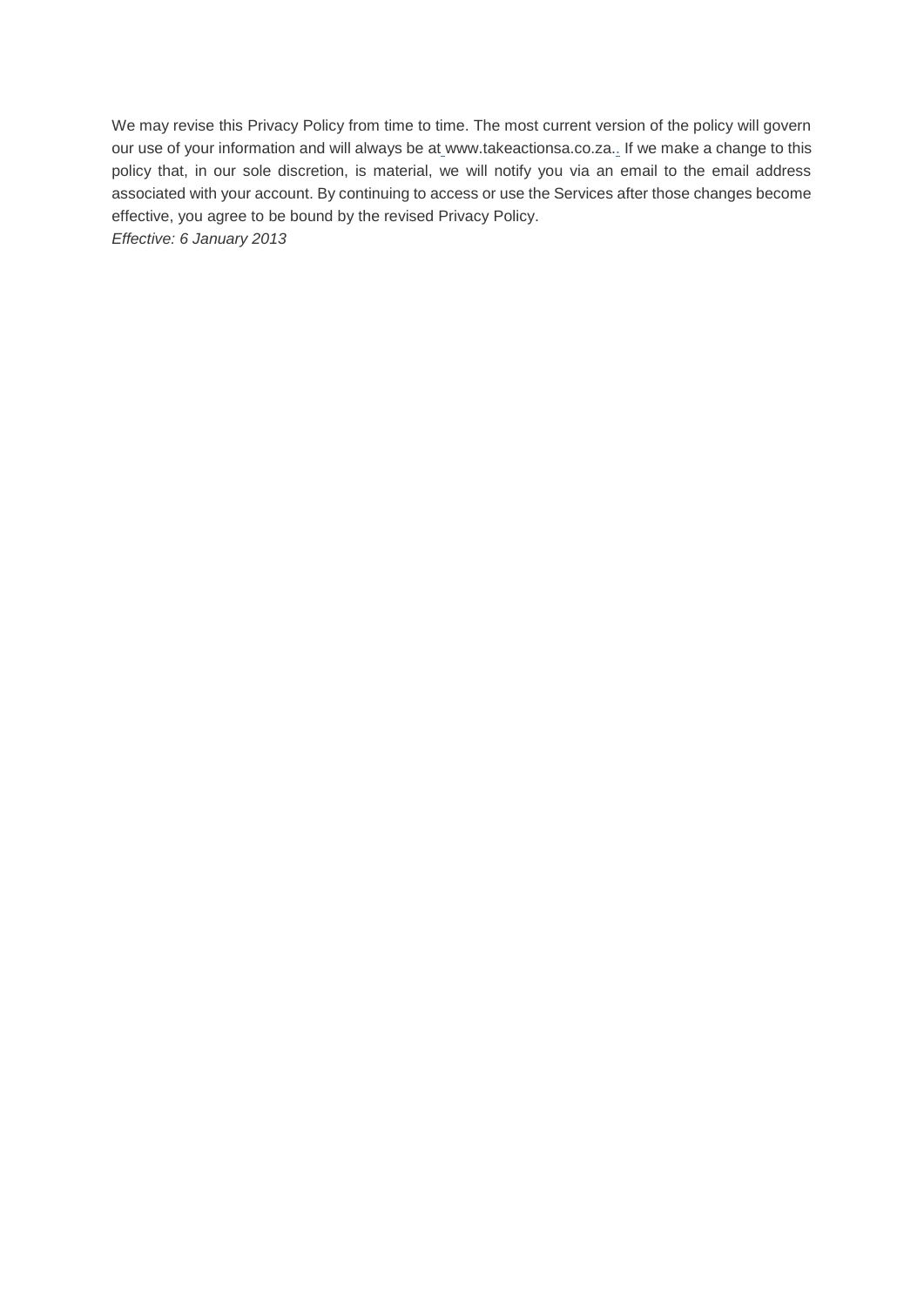We may revise this Privacy Policy from time to time. The most current version of the policy will govern our use of your information and will always be at www.takeactionsa.co.za.. If we make a change to this policy that, in our sole discretion, is material, we will notify you via an email to the email address associated with your account. By continuing to access or use the Services after those changes become effective, you agree to be bound by the revised Privacy Policy.

*Effective: 6 January 2013*